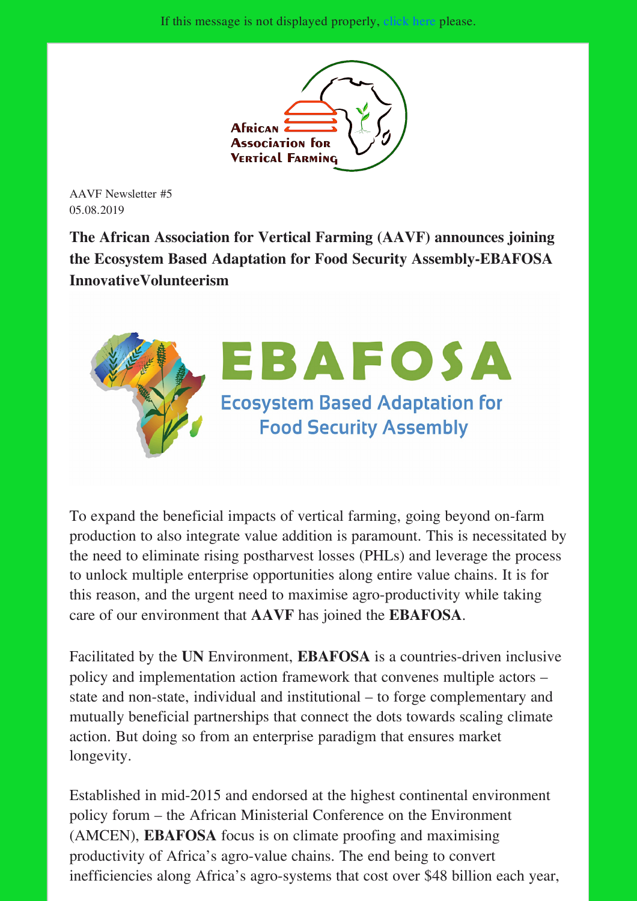If this message is not displayed properly, click here please.

African Association for Vertical Farming

AAVF Newsletter #5
05.08.2019

**The African Association for Vertical Farming (AAVF) announces joining the Ecosystem Based Adaptation for Food Security Assembly-EBAFOSA InnovativeVolunteerism**

EBAFOSA
Ecosystem Based Adaptation for Food Security Assembly

To expand the beneficial impacts of vertical farming, going beyond on-farm production to also integrate value addition is paramount. This is necessitated by the need to eliminate rising postharvest losses (PHLs) and leverage the process to unlock multiple enterprise opportunities along entire value chains. It is for this reason, and the urgent need to maximise agro-productivity while taking care of our environment that **AAVF** has joined the **EBAFOSA**.

Facilitated by the **UN** Environment, **EBAFOSA** is a countries-driven inclusive policy and implementation action framework that convenes multiple actors – state and non-state, individual and institutional – to forge complementary and mutually beneficial partnerships that connect the dots towards scaling climate action. But doing so from an enterprise paradigm that ensures market longevity.

Established in mid-2015 and endorsed at the highest continental environment policy forum – the African Ministerial Conference on the Environment (AMCEN), **EBAFOSA** focus is on climate proofing and maximising productivity of Africa's agro-value chains. The end being to convert inefficiencies along Africa's agro-systems that cost over $48 billion each year,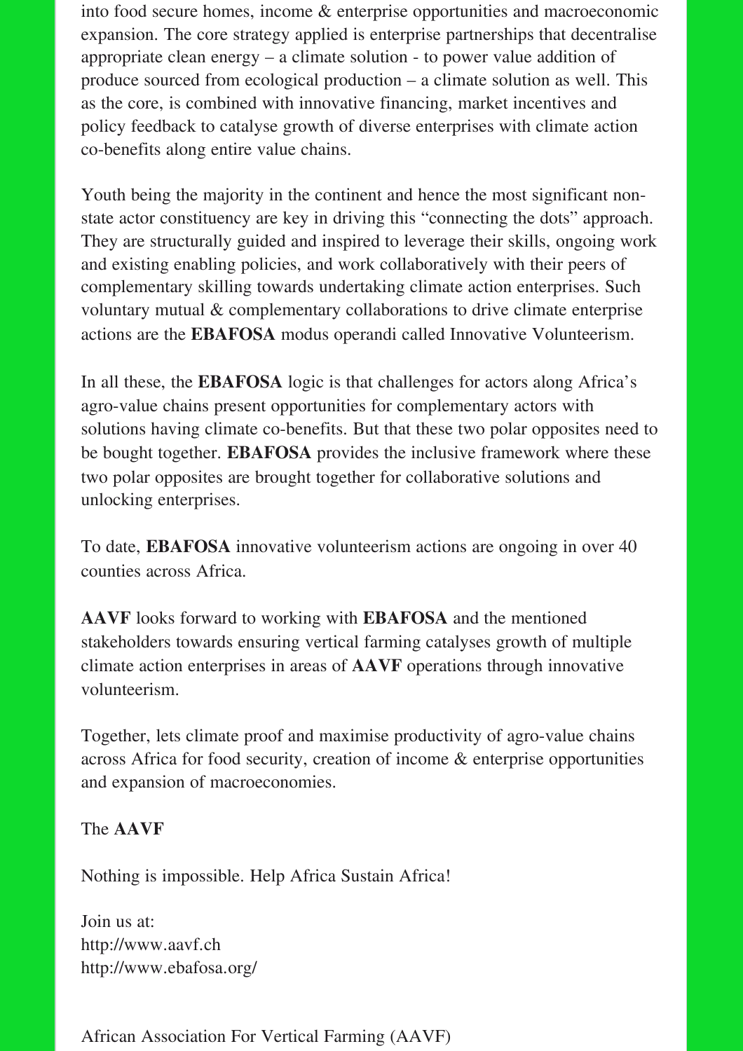into food secure homes, income & enterprise opportunities and macroeconomic expansion. The core strategy applied is enterprise partnerships that decentralise appropriate clean energy – a climate solution - to power value addition of produce sourced from ecological production – a climate solution as well. This as the core, is combined with innovative financing, market incentives and policy feedback to catalyse growth of diverse enterprises with climate action co-benefits along entire value chains.

Youth being the majority in the continent and hence the most significant non-state actor constituency are key in driving this "connecting the dots" approach. They are structurally guided and inspired to leverage their skills, ongoing work and existing enabling policies, and work collaboratively with their peers of complementary skilling towards undertaking climate action enterprises. Such voluntary mutual & complementary collaborations to drive climate enterprise actions are the **EBAFOSA** modus operandi called Innovative Volunteerism.

In all these, the **EBAFOSA** logic is that challenges for actors along Africa's agro-value chains present opportunities for complementary actors with solutions having climate co-benefits. But that these two polar opposites need to be bought together. **EBAFOSA** provides the inclusive framework where these two polar opposites are brought together for collaborative solutions and unlocking enterprises.

To date, **EBAFOSA** innovative volunteerism actions are ongoing in over 40 counties across Africa.

**AAVF** looks forward to working with **EBAFOSA** and the mentioned stakeholders towards ensuring vertical farming catalyses growth of multiple climate action enterprises in areas of **AAVF** operations through innovative volunteerism.

Together, lets climate proof and maximise productivity of agro-value chains across Africa for food security, creation of income & enterprise opportunities and expansion of macroeconomies.

The **AAVF**

Nothing is impossible. Help Africa Sustain Africa!

Join us at:
http://www.aavf.ch
http://www.ebafosa.org/

African Association For Vertical Farming (AAVF)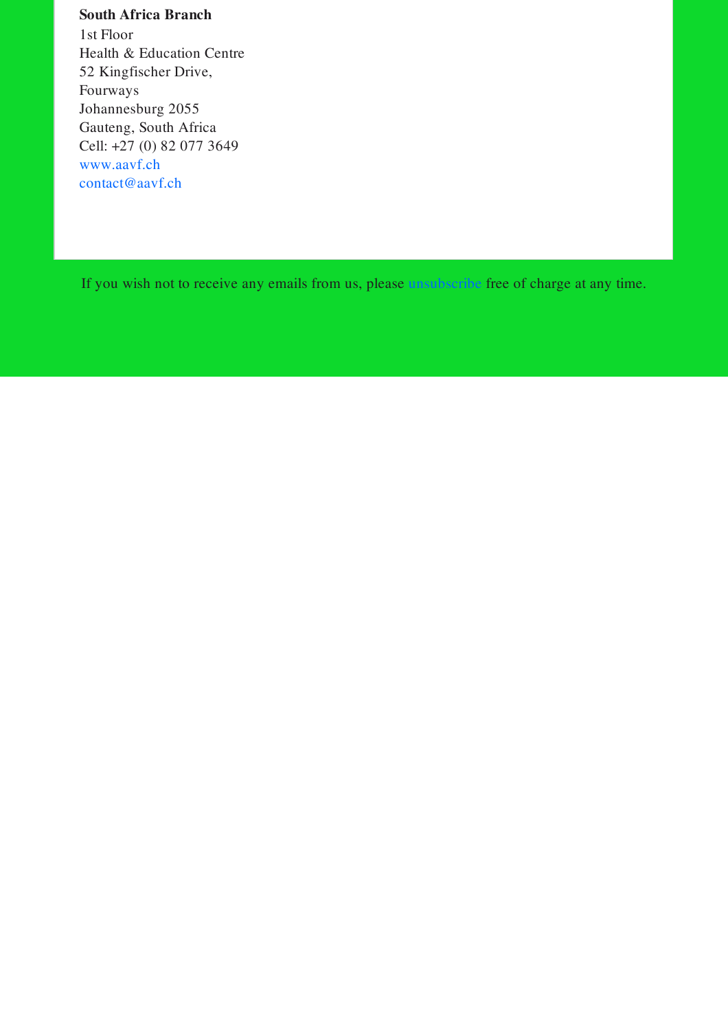**South Africa Branch**
1st Floor
Health & Education Centre
52 Kingfischer Drive,
Fourways
Johannesburg 2055
Gauteng, South Africa
Cell: +27 (0) 82 077 3649
www.aavf.ch
contact@aavf.ch

If you wish not to receive any emails from us, please unsubscribe free of charge at any time.